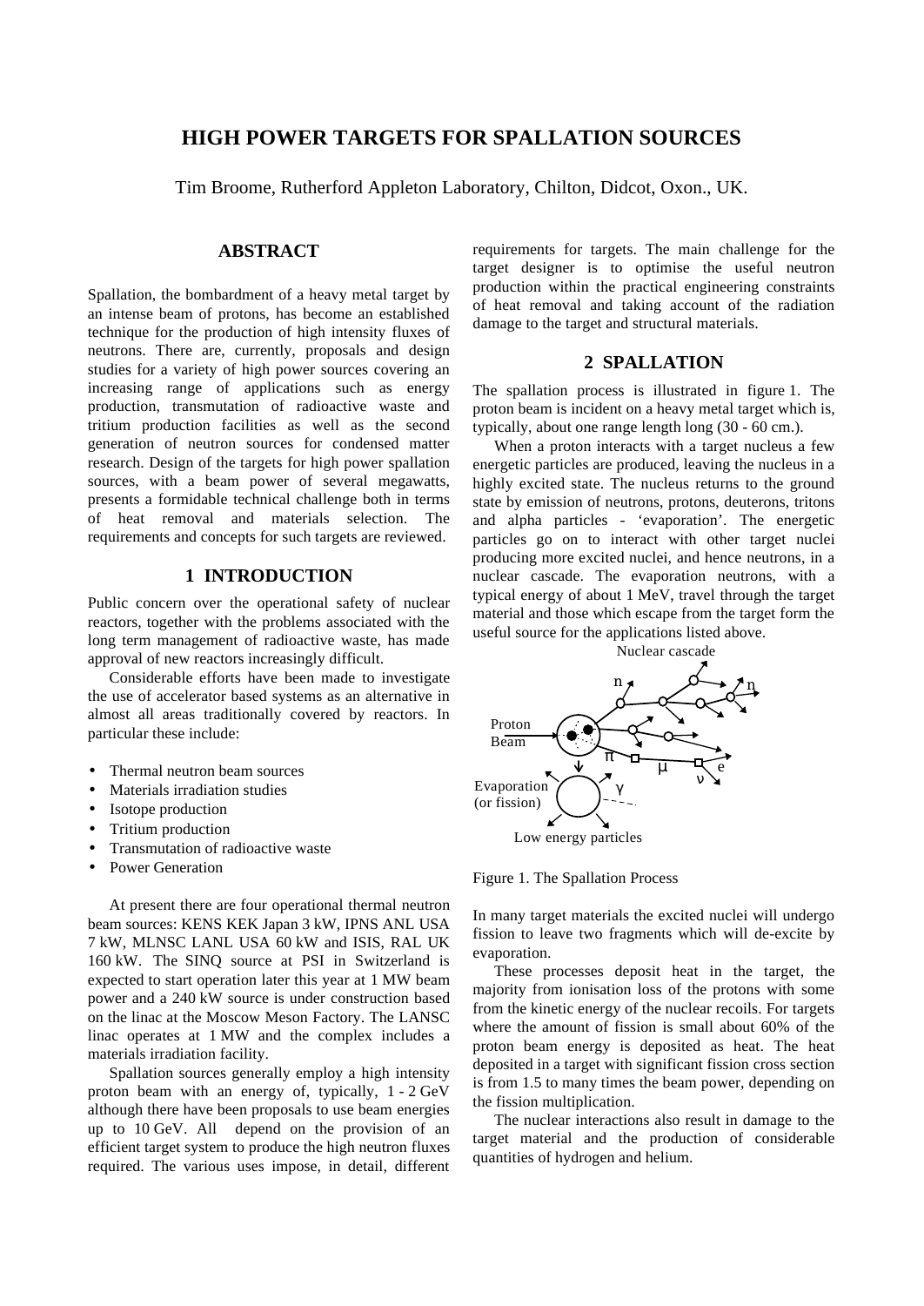# HIGH POWER TARGETS FOR SPALLATION SOURCES

Tim Broome, Rutherford Appleton Laboratory, Chilton, Didcot, Oxon., UK.

## ABSTRACT

Spallation, the bombardment of a heavy metal target by an intense beam of protons, has become an established technique for the production of high intensity fluxes of neutrons. There are, currently, proposals and design studies for a variety of high power sources covering an increasing range of applications such as energy production, transmutation of radioactive waste and tritium production facilities as well as the second generation of neutron sources for condensed matter research. Design of the targets for high power spallation sources, with a beam power of several megawatts, presents a formidable technical challenge both in terms of heat removal and materials selection. The requirements and concepts for such targets are reviewed.

## 1 INTRODUCTION

Public concern over the operational safety of nuclear reactors, together with the problems associated with the long term management of radioactive waste, has made approval of new reactors increasingly difficult.

Considerable efforts have been made to investigate the use of accelerator based systems as an alternative in almost all areas traditionally covered by reactors. In particular these include:

- Thermal neutron beam sources
- Materials irradiation studies
- Isotope production
- Tritium production
- Transmutation of radioactive waste
- Power Generation

At present there are four operational thermal neutron beam sources: KENS KEK Japan 3 kW, IPNS ANL USA 7 kW, MLNSC LANL USA 60 kW and ISIS, RAL UK 160 kW. The SINQ source at PSI in Switzerland is expected to start operation later this year at 1 MW beam power and a 240 kW source is under construction based on the linac at the Moscow Meson Factory. The LANSC linac operates at 1 MW and the complex includes a materials irradiation facility.

Spallation sources generally employ a high intensity proton beam with an energy of, typically, 1 - 2 GeV although there have been proposals to use beam energies up to 10 GeV. All depend on the provision of an efficient target system to produce the high neutron fluxes required. The various uses impose, in detail, different requirements for targets. The main challenge for the target designer is to optimise the useful neutron production within the practical engineering constraints of heat removal and taking account of the radiation damage to the target and structural materials.

## 2 SPALLATION

The spallation process is illustrated in figure 1. The proton beam is incident on a heavy metal target which is, typically, about one range length long (30 - 60 cm.).

When a proton interacts with a target nucleus a few energetic particles are produced, leaving the nucleus in a highly excited state. The nucleus returns to the ground state by emission of neutrons, protons, deuterons, tritons and alpha particles - 'evaporation'. The energetic particles go on to interact with other target nuclei producing more excited nuclei, and hence neutrons, in a nuclear cascade. The evaporation neutrons, with a typical energy of about 1 MeV, travel through the target material and those which escape from the target form the useful source for the applications listed above.

Figure 1. The Spallation Process

In many target materials the excited nuclei will undergo fission to leave two fragments which will de-excite by evaporation.

These processes deposit heat in the target, the majority from ionisation loss of the protons with some from the kinetic energy of the nuclear recoils. For targets where the amount of fission is small about 60% of the proton beam energy is deposited as heat. The heat deposited in a target with significant fission cross section is from 1.5 to many times the beam power, depending on the fission multiplication.

The nuclear interactions also result in damage to the target material and the production of considerable quantities of hydrogen and helium.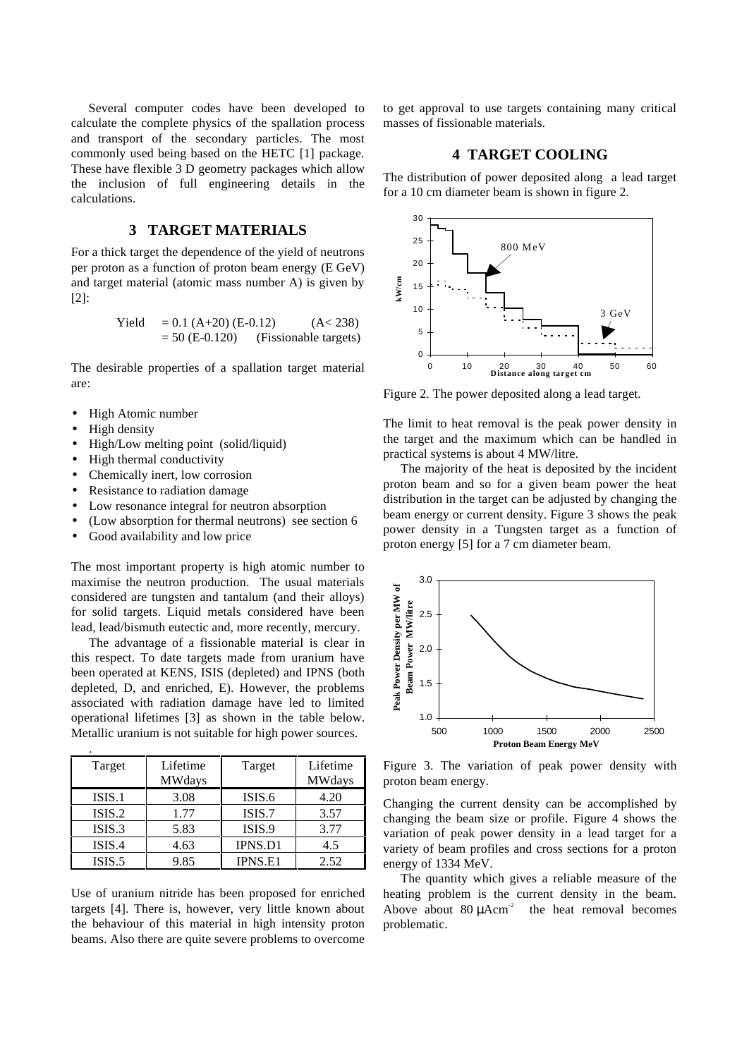Several computer codes have been developed to calculate the complete physics of the spallation process and transport of the secondary particles. The most commonly used being based on the HETC [1] package. These have flexible 3 D geometry packages which allow the inclusion of full engineering details in the calculations.

## 3 TARGET MATERIALS

For a thick target the dependence of the yield of neutrons per proton as a function of proton beam energy (E GeV) and target material (atomic mass number A) is given by [2]:

$$\text{Yield} = 0.1\,(A+20)\,(E-0.12) \qquad (A<238)$$
$$= 50\,(E-0.120) \qquad \text{(Fissionable targets)}$$

The desirable properties of a spallation target material are:

- High Atomic number
- High density
- High/Low melting point (solid/liquid)
- High thermal conductivity
- Chemically inert, low corrosion
- Resistance to radiation damage
- Low resonance integral for neutron absorption
- (Low absorption for thermal neutrons) see section 6
- Good availability and low price

The most important property is high atomic number to maximise the neutron production. The usual materials considered are tungsten and tantalum (and their alloys) for solid targets. Liquid metals considered have been lead, lead/bismuth eutectic and, more recently, mercury.

The advantage of a fissionable material is clear in this respect. To date targets made from uranium have been operated at KENS, ISIS (depleted) and IPNS (both depleted, D, and enriched, E). However, the problems associated with radiation damage have led to limited operational lifetimes [3] as shown in the table below. Metallic uranium is not suitable for high power sources.

| Target | Lifetime MWdays | Target | Lifetime MWdays |
|---|---|---|---|
| ISIS.1 | 3.08 | ISIS.6 | 4.20 |
| ISIS.2 | 1.77 | ISIS.7 | 3.57 |
| ISIS.3 | 5.83 | ISIS.9 | 3.77 |
| ISIS.4 | 4.63 | IPNS.D1 | 4.5 |
| ISIS.5 | 9.85 | IPNS.E1 | 2.52 |

Use of uranium nitride has been proposed for enriched targets [4]. There is, however, very little known about the behaviour of this material in high intensity proton beams. Also there are quite severe problems to overcome to get approval to use targets containing many critical masses of fissionable materials.

## 4 TARGET COOLING

The distribution of power deposited along a lead target for a 10 cm diameter beam is shown in figure 2.

Figure 2. The power deposited along a lead target.

The limit to heat removal is the peak power density in the target and the maximum which can be handled in practical systems is about 4 MW/litre.

The majority of the heat is deposited by the incident proton beam and so for a given beam power the heat distribution in the target can be adjusted by changing the beam energy or current density. Figure 3 shows the peak power density in a Tungsten target as a function of proton energy [5] for a 7 cm diameter beam.

Figure 3. The variation of peak power density with proton beam energy.

Changing the current density can be accomplished by changing the beam size or profile. Figure 4 shows the variation of peak power density in a lead target for a variety of beam profiles and cross sections for a proton energy of 1334 MeV.

The quantity which gives a reliable measure of the heating problem is the current density in the beam. Above about 80 $\mu A cm^{-2}$ the heat removal becomes problematic.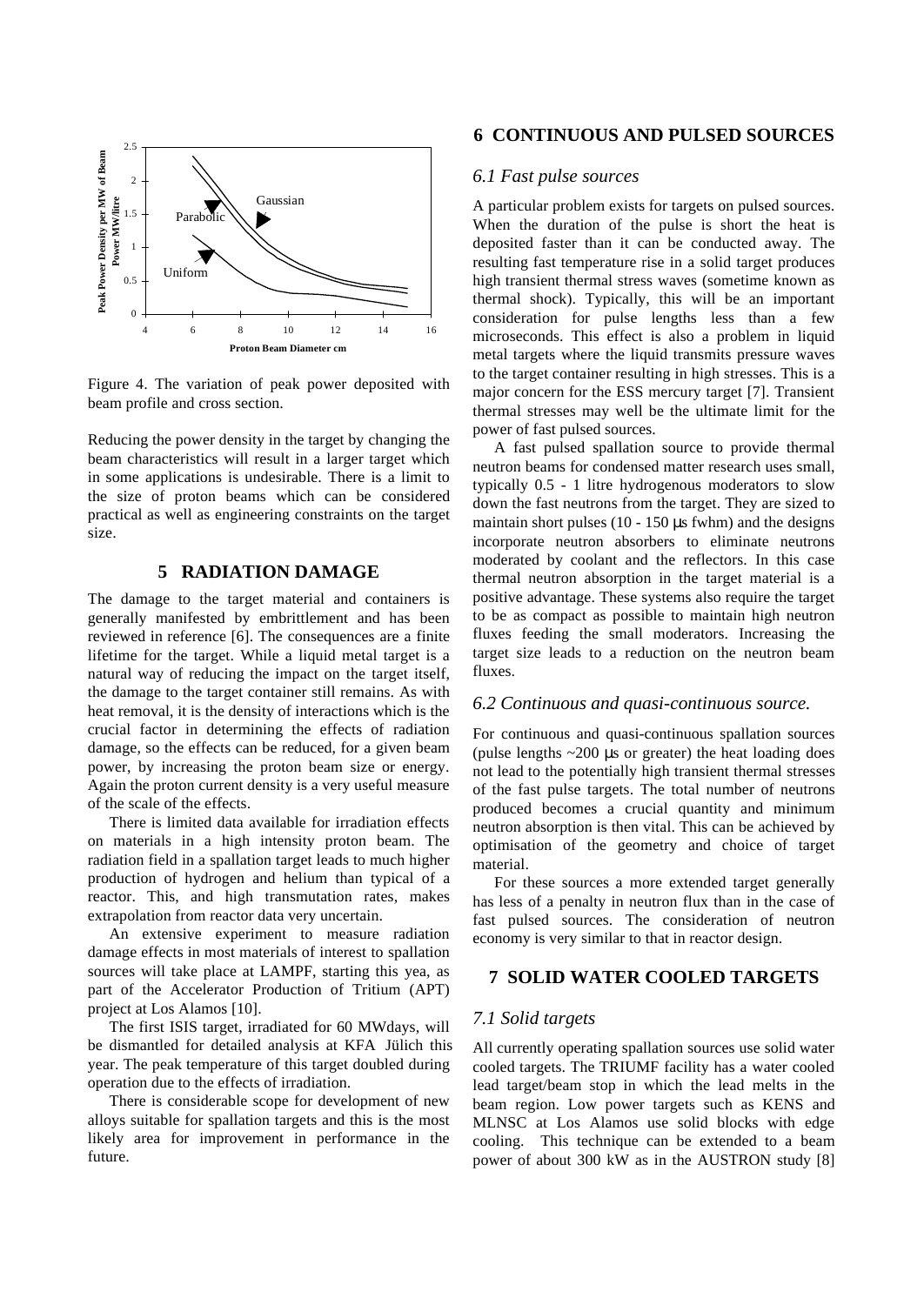Figure 4. The variation of peak power deposited with beam profile and cross section.

Reducing the power density in the target by changing the beam characteristics will result in a larger target which in some applications is undesirable. There is a limit to the size of proton beams which can be considered practical as well as engineering constraints on the target size.

## 5 RADIATION DAMAGE

The damage to the target material and containers is generally manifested by embrittlement and has been reviewed in reference [6]. The consequences are a finite lifetime for the target. While a liquid metal target is a natural way of reducing the impact on the target itself, the damage to the target container still remains. As with heat removal, it is the density of interactions which is the crucial factor in determining the effects of radiation damage, so the effects can be reduced, for a given beam power, by increasing the proton beam size or energy. Again the proton current density is a very useful measure of the scale of the effects.

There is limited data available for irradiation effects on materials in a high intensity proton beam. The radiation field in a spallation target leads to much higher production of hydrogen and helium than typical of a reactor. This, and high transmutation rates, makes extrapolation from reactor data very uncertain.

An extensive experiment to measure radiation damage effects in most materials of interest to spallation sources will take place at LAMPF, starting this yea, as part of the Accelerator Production of Tritium (APT) project at Los Alamos [10].

The first ISIS target, irradiated for 60 MWdays, will be dismantled for detailed analysis at KFA Jülich this year. The peak temperature of this target doubled during operation due to the effects of irradiation.

There is considerable scope for development of new alloys suitable for spallation targets and this is the most likely area for improvement in performance in the future.

## 6 CONTINUOUS AND PULSED SOURCES

### 6.1 Fast pulse sources

A particular problem exists for targets on pulsed sources. When the duration of the pulse is short the heat is deposited faster than it can be conducted away. The resulting fast temperature rise in a solid target produces high transient thermal stress waves (sometime known as thermal shock). Typically, this will be an important consideration for pulse lengths less than a few microseconds. This effect is also a problem in liquid metal targets where the liquid transmits pressure waves to the target container resulting in high stresses. This is a major concern for the ESS mercury target [7]. Transient thermal stresses may well be the ultimate limit for the power of fast pulsed sources.

A fast pulsed spallation source to provide thermal neutron beams for condensed matter research uses small, typically 0.5 - 1 litre hydrogenous moderators to slow down the fast neutrons from the target. They are sized to maintain short pulses (10 - 150 µs fwhm) and the designs incorporate neutron absorbers to eliminate neutrons moderated by coolant and the reflectors. In this case thermal neutron absorption in the target material is a positive advantage. These systems also require the target to be as compact as possible to maintain high neutron fluxes feeding the small moderators. Increasing the target size leads to a reduction on the neutron beam fluxes.

### 6.2 Continuous and quasi-continuous source.

For continuous and quasi-continuous spallation sources (pulse lengths ~200 µs or greater) the heat loading does not lead to the potentially high transient thermal stresses of the fast pulse targets. The total number of neutrons produced becomes a crucial quantity and minimum neutron absorption is then vital. This can be achieved by optimisation of the geometry and choice of target material.

For these sources a more extended target generally has less of a penalty in neutron flux than in the case of fast pulsed sources. The consideration of neutron economy is very similar to that in reactor design.

## 7 SOLID WATER COOLED TARGETS

### 7.1 Solid targets

All currently operating spallation sources use solid water cooled targets. The TRIUMF facility has a water cooled lead target/beam stop in which the lead melts in the beam region. Low power targets such as KENS and MLNSC at Los Alamos use solid blocks with edge cooling. This technique can be extended to a beam power of about 300 kW as in the AUSTRON study [8]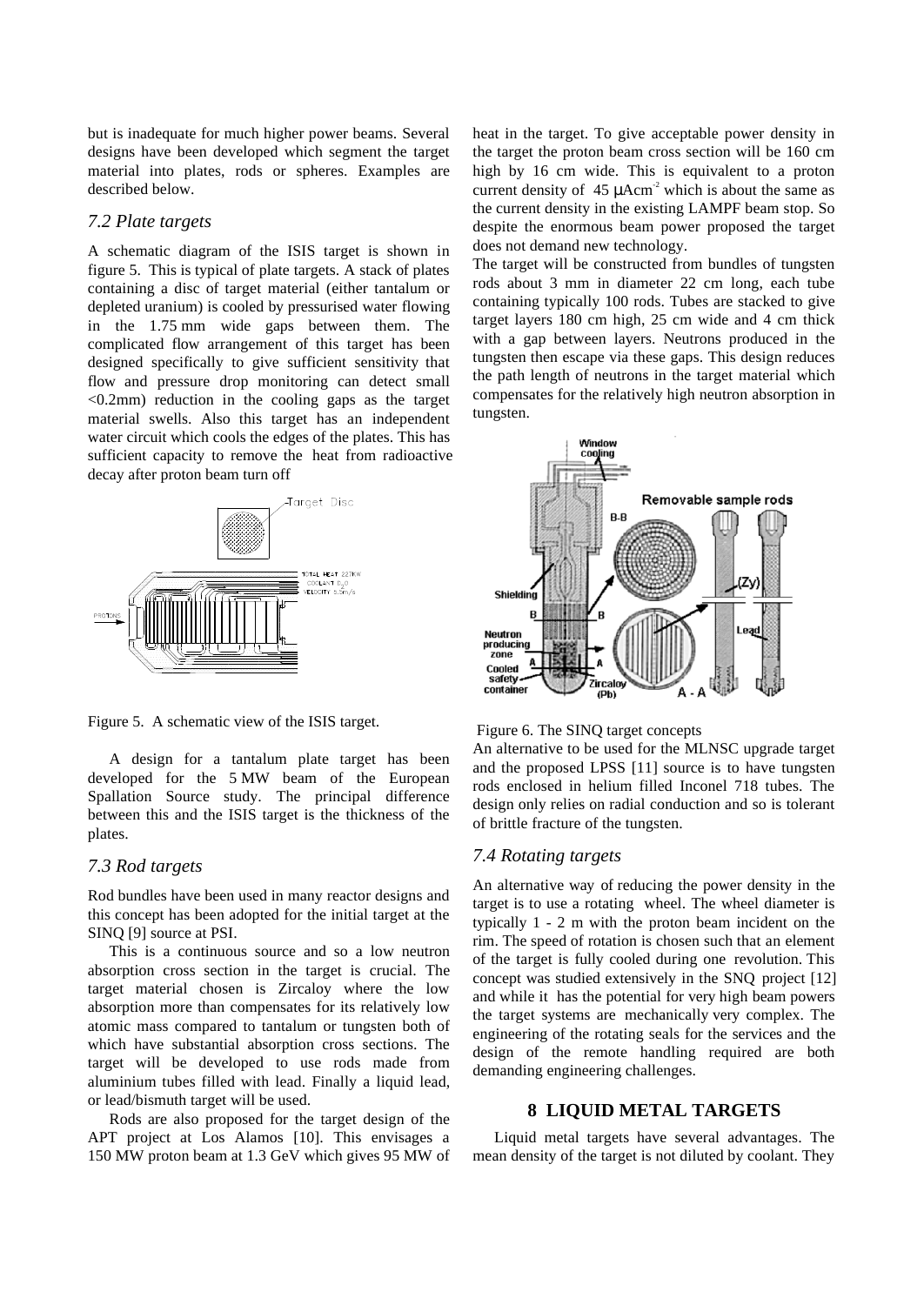but is inadequate for much higher power beams. Several designs have been developed which segment the target material into plates, rods or spheres. Examples are described below.

### *7.2 Plate targets*

A schematic diagram of the ISIS target is shown in figure 5. This is typical of plate targets. A stack of plates containing a disc of target material (either tantalum or depleted uranium) is cooled by pressurised water flowing in the 1.75 mm wide gaps between them. The complicated flow arrangement of this target has been designed specifically to give sufficient sensitivity that flow and pressure drop monitoring can detect small <0.2mm) reduction in the cooling gaps as the target material swells. Also this target has an independent water circuit which cools the edges of the plates. This has sufficient capacity to remove the heat from radioactive decay after proton beam turn off

Figure 5. A schematic view of the ISIS target.

A design for a tantalum plate target has been developed for the 5 MW beam of the European Spallation Source study. The principal difference between this and the ISIS target is the thickness of the plates.

### *7.3 Rod targets*

Rod bundles have been used in many reactor designs and this concept has been adopted for the initial target at the SINQ [9] source at PSI.

This is a continuous source and so a low neutron absorption cross section in the target is crucial. The target material chosen is Zircaloy where the low absorption more than compensates for its relatively low atomic mass compared to tantalum or tungsten both of which have substantial absorption cross sections. The target will be developed to use rods made from aluminium tubes filled with lead. Finally a liquid lead, or lead/bismuth target will be used.

Rods are also proposed for the target design of the APT project at Los Alamos [10]. This envisages a 150 MW proton beam at 1.3 GeV which gives 95 MW of heat in the target. To give acceptable power density in the target the proton beam cross section will be 160 cm high by 16 cm wide. This is equivalent to a proton current density of 45 $\mu$Acm$^{-2}$ which is about the same as the current density in the existing LAMPF beam stop. So despite the enormous beam power proposed the target does not demand new technology.

The target will be constructed from bundles of tungsten rods about 3 mm in diameter 22 cm long, each tube containing typically 100 rods. Tubes are stacked to give target layers 180 cm high, 25 cm wide and 4 cm thick with a gap between layers. Neutrons produced in the tungsten then escape via these gaps. This design reduces the path length of neutrons in the target material which compensates for the relatively high neutron absorption in tungsten.

Figure 6. The SINQ target concepts

An alternative to be used for the MLNSC upgrade target and the proposed LPSS [11] source is to have tungsten rods enclosed in helium filled Inconel 718 tubes. The design only relies on radial conduction and so is tolerant of brittle fracture of the tungsten.

### *7.4 Rotating targets*

An alternative way of reducing the power density in the target is to use a rotating wheel. The wheel diameter is typically 1 - 2 m with the proton beam incident on the rim. The speed of rotation is chosen such that an element of the target is fully cooled during one revolution. This concept was studied extensively in the SNQ project [12] and while it has the potential for very high beam powers the target systems are mechanically very complex. The engineering of the rotating seals for the services and the design of the remote handling required are both demanding engineering challenges.

## 8 LIQUID METAL TARGETS

Liquid metal targets have several advantages. The mean density of the target is not diluted by coolant. They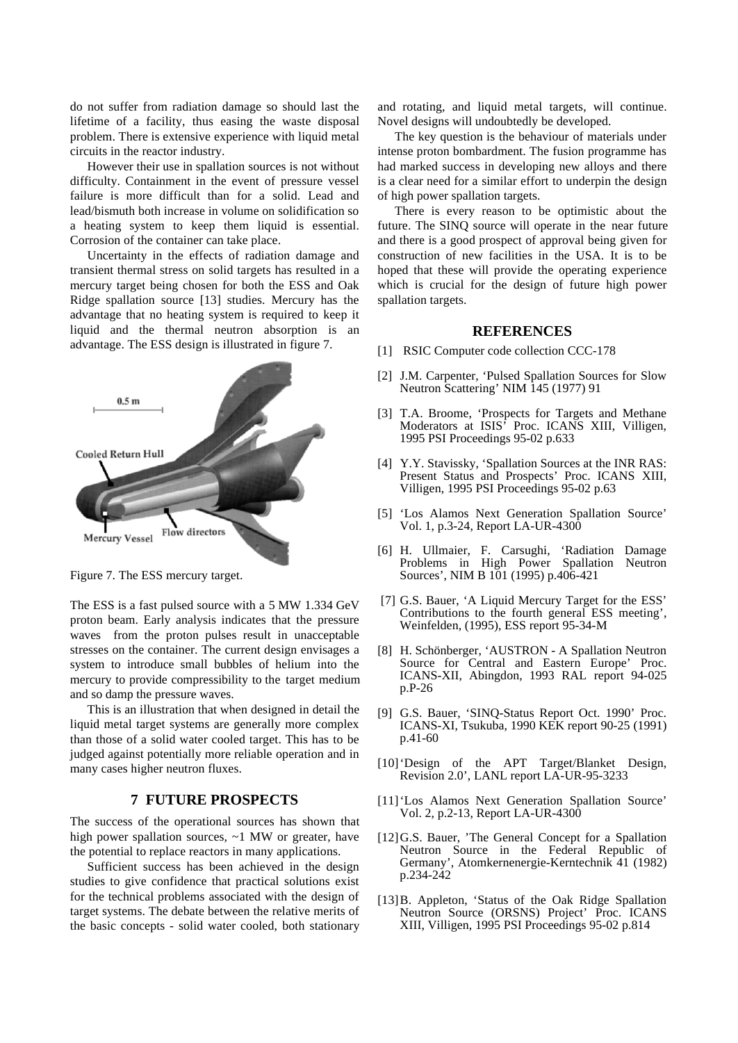do not suffer from radiation damage so should last the lifetime of a facility, thus easing the waste disposal problem. There is extensive experience with liquid metal circuits in the reactor industry.

However their use in spallation sources is not without difficulty. Containment in the event of pressure vessel failure is more difficult than for a solid. Lead and lead/bismuth both increase in volume on solidification so a heating system to keep them liquid is essential. Corrosion of the container can take place.

Uncertainty in the effects of radiation damage and transient thermal stress on solid targets has resulted in a mercury target being chosen for both the ESS and Oak Ridge spallation source [13] studies. Mercury has the advantage that no heating system is required to keep it liquid and the thermal neutron absorption is an advantage. The ESS design is illustrated in figure 7.

0.5 m
Cooled Return Hull
Mercury Vessel
Flow directors

Figure 7. The ESS mercury target.

The ESS is a fast pulsed source with a 5 MW 1.334 GeV proton beam. Early analysis indicates that the pressure waves from the proton pulses result in unacceptable stresses on the container. The current design envisages a system to introduce small bubbles of helium into the mercury to provide compressibility to the target medium and so damp the pressure waves.

This is an illustration that when designed in detail the liquid metal target systems are generally more complex than those of a solid water cooled target. This has to be judged against potentially more reliable operation and in many cases higher neutron fluxes.

## 7 FUTURE PROSPECTS

The success of the operational sources has shown that high power spallation sources, ~1 MW or greater, have the potential to replace reactors in many applications.

Sufficient success has been achieved in the design studies to give confidence that practical solutions exist for the technical problems associated with the design of target systems. The debate between the relative merits of the basic concepts - solid water cooled, both stationary and rotating, and liquid metal targets, will continue. Novel designs will undoubtedly be developed.

The key question is the behaviour of materials under intense proton bombardment. The fusion programme has had marked success in developing new alloys and there is a clear need for a similar effort to underpin the design of high power spallation targets.

There is every reason to be optimistic about the future. The SINQ source will operate in the near future and there is a good prospect of approval being given for construction of new facilities in the USA. It is to be hoped that these will provide the operating experience which is crucial for the design of future high power spallation targets.

## REFERENCES

[1] RSIC Computer code collection CCC-178

[2] J.M. Carpenter, 'Pulsed Spallation Sources for Slow Neutron Scattering' NIM 145 (1977) 91

[3] T.A. Broome, 'Prospects for Targets and Methane Moderators at ISIS' Proc. ICANS XIII, Villigen, 1995 PSI Proceedings 95-02 p.633

[4] Y.Y. Stavissky, 'Spallation Sources at the INR RAS: Present Status and Prospects' Proc. ICANS XIII, Villigen, 1995 PSI Proceedings 95-02 p.63

[5] 'Los Alamos Next Generation Spallation Source' Vol. 1, p.3-24, Report LA-UR-4300

[6] H. Ullmaier, F. Carsughi, 'Radiation Damage Problems in High Power Spallation Neutron Sources', NIM B 101 (1995) p.406-421

[7] G.S. Bauer, 'A Liquid Mercury Target for the ESS' Contributions to the fourth general ESS meeting', Weinfelden, (1995), ESS report 95-34-M

[8] H. Schönberger, 'AUSTRON - A Spallation Neutron Source for Central and Eastern Europe' Proc. ICANS-XII, Abingdon, 1993 RAL report 94-025 p.P-26

[9] G.S. Bauer, 'SINQ-Status Report Oct. 1990' Proc. ICANS-XI, Tsukuba, 1990 KEK report 90-25 (1991) p.41-60

[10] 'Design of the APT Target/Blanket Design, Revision 2.0', LANL report LA-UR-95-3233

[11] 'Los Alamos Next Generation Spallation Source' Vol. 2, p.2-13, Report LA-UR-4300

[12] G.S. Bauer, 'The General Concept for a Spallation Neutron Source in the Federal Republic of Germany', Atomkernenergie-Kerntechnik 41 (1982) p.234-242

[13] B. Appleton, 'Status of the Oak Ridge Spallation Neutron Source (ORSNS) Project' Proc. ICANS XIII, Villigen, 1995 PSI Proceedings 95-02 p.814